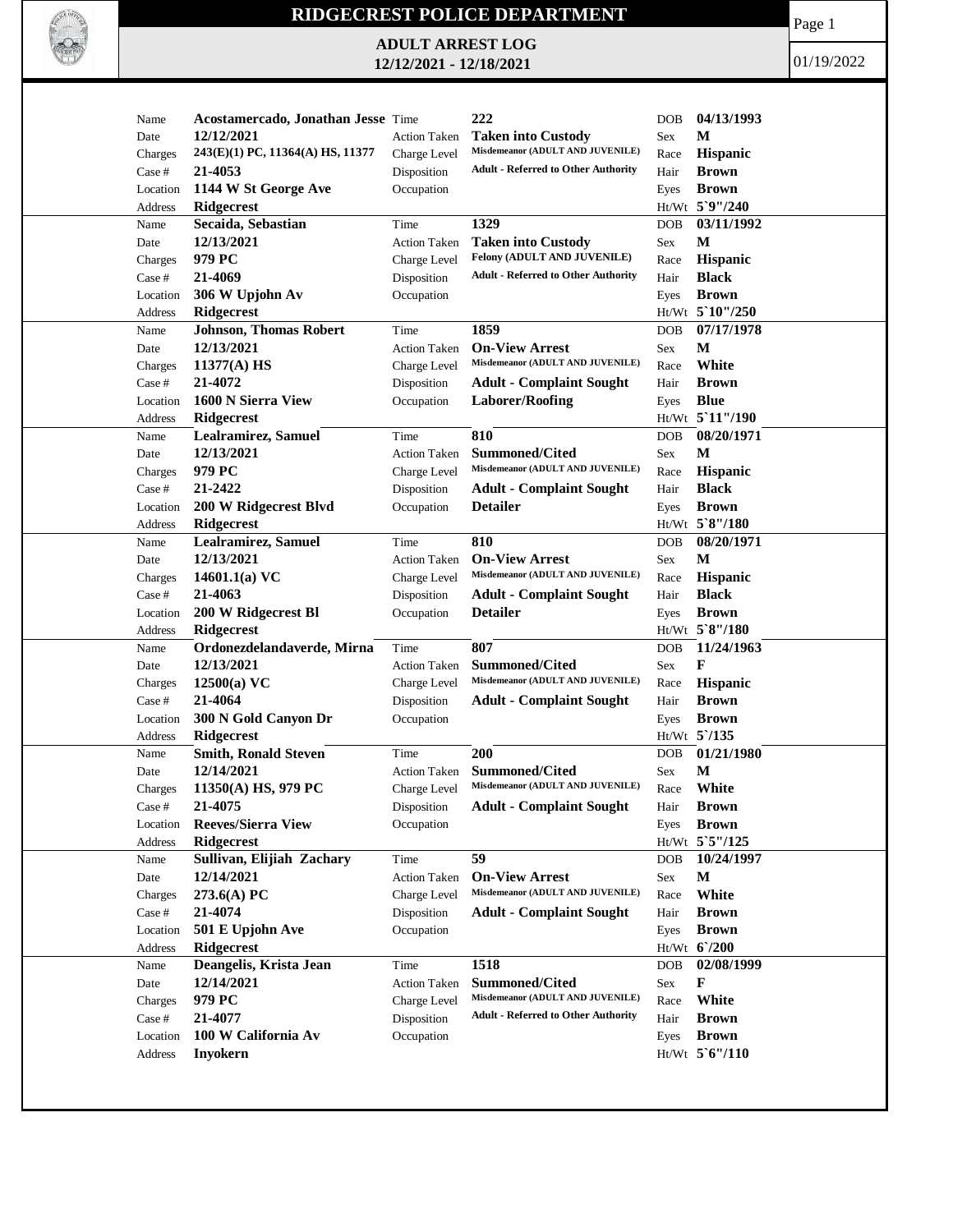# RIDGECREST POLICE DEPARTMENT

## ADULT ARREST LOG

**12/12/2021 - 12/18/2021**

01/19/2022

| Name | Date | Time | Charges | Charge Level | Action Taken | Disposition | Case # | Location | Address | Occupation | DOB | Sex | Race | Hair | Eyes | Ht/Wt |
|---|---|---|---|---|---|---|---|---|---|---|---|---|---|---|---|---|
| Acostamercado, Jonathan Jesse | 12/12/2021 | 222 | 243(E)(1) PC, 11364(A) HS, 11377 | Misdemeanor (ADULT AND JUVENILE) | Taken into Custody | Adult - Referred to Other Authority | 21-4053 | 1144 W St George Ave | Ridgecrest | | 04/13/1993 | M | Hispanic | Brown | Brown | 5`9"/240 |
| Secaida, Sebastian | 12/13/2021 | 1329 | 979 PC | Felony (ADULT AND JUVENILE) | Taken into Custody | Adult - Referred to Other Authority | 21-4069 | 306 W Upjohn Av | Ridgecrest | | 03/11/1992 | M | Hispanic | Black | Brown | 5`10"/250 |
| Johnson, Thomas Robert | 12/13/2021 | 1859 | 11377(A) HS | Misdemeanor (ADULT AND JUVENILE) | On-View Arrest | Adult - Complaint Sought | 21-4072 | 1600 N Sierra View | Ridgecrest | Laborer/Roofing | 07/17/1978 | M | White | Brown | Blue | 5`11"/190 |
| Lealramirez, Samuel | 12/13/2021 | 810 | 979 PC | Misdemeanor (ADULT AND JUVENILE) | Summoned/Cited | Adult - Complaint Sought | 21-2422 | 200 W Ridgecrest Blvd | Ridgecrest | Detailer | 08/20/1971 | M | Hispanic | Black | Brown | 5`8"/180 |
| Lealramirez, Samuel | 12/13/2021 | 810 | 14601.1(a) VC | Misdemeanor (ADULT AND JUVENILE) | On-View Arrest | Adult - Complaint Sought | 21-4063 | 200 W Ridgecrest Bl | Ridgecrest | Detailer | 08/20/1971 | M | Hispanic | Black | Brown | 5`8"/180 |
| Ordonezdelandaverde, Mirna | 12/13/2021 | 807 | 12500(a) VC | Misdemeanor (ADULT AND JUVENILE) | Summoned/Cited | Adult - Complaint Sought | 21-4064 | 300 N Gold Canyon Dr | Ridgecrest | | 11/24/1963 | F | Hispanic | Brown | Brown | 5`/135 |
| Smith, Ronald Steven | 12/14/2021 | 200 | 11350(A) HS, 979 PC | Misdemeanor (ADULT AND JUVENILE) | Summoned/Cited | Adult - Complaint Sought | 21-4075 | Reeves/Sierra View | Ridgecrest | | 01/21/1980 | M | White | Brown | Brown | 5`5"/125 |
| Sullivan, Elijiah Zachary | 12/14/2021 | 59 | 273.6(A) PC | Misdemeanor (ADULT AND JUVENILE) | On-View Arrest | Adult - Complaint Sought | 21-4074 | 501 E Upjohn Ave | Ridgecrest | | 10/24/1997 | M | White | Brown | Brown | 6`/200 |
| Deangelis, Krista Jean | 12/14/2021 | 1518 | 979 PC | Misdemeanor (ADULT AND JUVENILE) | Summoned/Cited | Adult - Referred to Other Authority | 21-4077 | 100 W California Av | Inyokern | | 02/08/1999 | F | White | Brown | Brown | 5`6"/110 |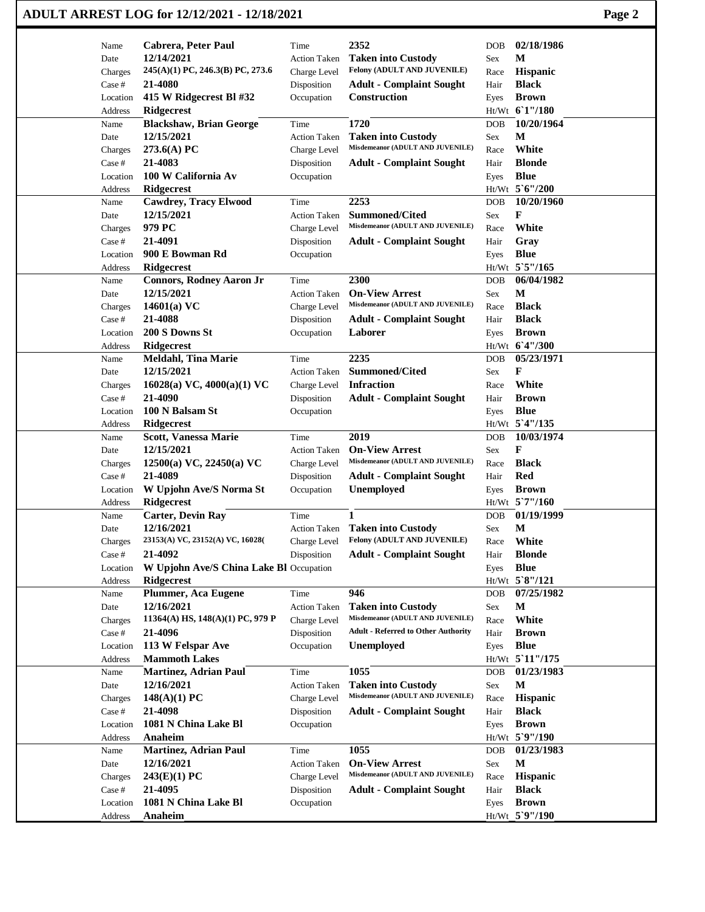## ADULT ARREST LOG for 12/12/2021 - 12/18/2021

| Name | Cabrera, Peter Paul | Time | 2352 | DOB | 02/18/1986 |
|---|---|---|---|---|---|
| Date | 12/14/2021 | Action Taken | Taken into Custody | Sex | M |
| Charges | 245(A)(1) PC, 246.3(B) PC, 273.6 | Charge Level | Felony (ADULT AND JUVENILE) | Race | Hispanic |
| Case # | 21-4080 | Disposition | Adult - Complaint Sought | Hair | Black |
| Location | 415 W Ridgecrest Bl #32 | Occupation | Construction | Eyes | Brown |
| Address | Ridgecrest | | | Ht/Wt | 6`1"/180 |

| Name | Blackshaw, Brian George | Time | 1720 | DOB | 10/20/1964 |
|---|---|---|---|---|---|
| Date | 12/15/2021 | Action Taken | Taken into Custody | Sex | M |
| Charges | 273.6(A) PC | Charge Level | Misdemeanor (ADULT AND JUVENILE) | Race | White |
| Case # | 21-4083 | Disposition | Adult - Complaint Sought | Hair | Blonde |
| Location | 100 W California Av | Occupation | | Eyes | Blue |
| Address | Ridgecrest | | | Ht/Wt | 5`6"/200 |

| Name | Cawdrey, Tracy Elwood | Time | 2253 | DOB | 10/20/1960 |
|---|---|---|---|---|---|
| Date | 12/15/2021 | Action Taken | Summoned/Cited | Sex | F |
| Charges | 979 PC | Charge Level | Misdemeanor (ADULT AND JUVENILE) | Race | White |
| Case # | 21-4091 | Disposition | Adult - Complaint Sought | Hair | Gray |
| Location | 900 E Bowman Rd | Occupation | | Eyes | Blue |
| Address | Ridgecrest | | | Ht/Wt | 5`5"/165 |

| Name | Connors, Rodney Aaron Jr | Time | 2300 | DOB | 06/04/1982 |
|---|---|---|---|---|---|
| Date | 12/15/2021 | Action Taken | On-View Arrest | Sex | M |
| Charges | 14601(a) VC | Charge Level | Misdemeanor (ADULT AND JUVENILE) | Race | Black |
| Case # | 21-4088 | Disposition | Adult - Complaint Sought | Hair | Black |
| Location | 200 S Downs St | Occupation | Laborer | Eyes | Brown |
| Address | Ridgecrest | | | Ht/Wt | 6`4"/300 |

| Name | Meldahl, Tina Marie | Time | 2235 | DOB | 05/23/1971 |
|---|---|---|---|---|---|
| Date | 12/15/2021 | Action Taken | Summoned/Cited | Sex | F |
| Charges | 16028(a) VC, 4000(a)(1) VC | Charge Level | Infraction | Race | White |
| Case # | 21-4090 | Disposition | Adult - Complaint Sought | Hair | Brown |
| Location | 100 N Balsam St | Occupation | | Eyes | Blue |
| Address | Ridgecrest | | | Ht/Wt | 5`4"/135 |

| Name | Scott, Vanessa Marie | Time | 2019 | DOB | 10/03/1974 |
|---|---|---|---|---|---|
| Date | 12/15/2021 | Action Taken | On-View Arrest | Sex | F |
| Charges | 12500(a) VC, 22450(a) VC | Charge Level | Misdemeanor (ADULT AND JUVENILE) | Race | Black |
| Case # | 21-4089 | Disposition | Adult - Complaint Sought | Hair | Red |
| Location | W Upjohn Ave/S Norma St | Occupation | Unemployed | Eyes | Brown |
| Address | Ridgecrest | | | Ht/Wt | 5`7"/160 |

| Name | Carter, Devin Ray | Time | 1 | DOB | 01/19/1999 |
|---|---|---|---|---|---|
| Date | 12/16/2021 | Action Taken | Taken into Custody | Sex | M |
| Charges | 23153(A) VC, 23152(A) VC, 16028( | Charge Level | Felony (ADULT AND JUVENILE) | Race | White |
| Case # | 21-4092 | Disposition | Adult - Complaint Sought | Hair | Blonde |
| Location | W Upjohn Ave/S China Lake Bl | Occupation | | Eyes | Blue |
| Address | Ridgecrest | | | Ht/Wt | 5`8"/121 |

| Name | Plummer, Aca Eugene | Time | 946 | DOB | 07/25/1982 |
|---|---|---|---|---|---|
| Date | 12/16/2021 | Action Taken | Taken into Custody | Sex | M |
| Charges | 11364(A) HS, 148(A)(1) PC, 979 P | Charge Level | Misdemeanor (ADULT AND JUVENILE) | Race | White |
| Case # | 21-4096 | Disposition | Adult - Referred to Other Authority | Hair | Brown |
| Location | 113 W Felspar Ave | Occupation | Unemployed | Eyes | Blue |
| Address | Mammoth Lakes | | | Ht/Wt | 5`11"/175 |

| Name | Martinez, Adrian Paul | Time | 1055 | DOB | 01/23/1983 |
|---|---|---|---|---|---|
| Date | 12/16/2021 | Action Taken | Taken into Custody | Sex | M |
| Charges | 148(A)(1) PC | Charge Level | Misdemeanor (ADULT AND JUVENILE) | Race | Hispanic |
| Case # | 21-4098 | Disposition | Adult - Complaint Sought | Hair | Black |
| Location | 1081 N China Lake Bl | Occupation | | Eyes | Brown |
| Address | Anaheim | | | Ht/Wt | 5`9"/190 |

| Name | Martinez, Adrian Paul | Time | 1055 | DOB | 01/23/1983 |
|---|---|---|---|---|---|
| Date | 12/16/2021 | Action Taken | On-View Arrest | Sex | M |
| Charges | 243(E)(1) PC | Charge Level | Misdemeanor (ADULT AND JUVENILE) | Race | Hispanic |
| Case # | 21-4095 | Disposition | Adult - Complaint Sought | Hair | Black |
| Location | 1081 N China Lake Bl | Occupation | | Eyes | Brown |
| Address | Anaheim | | | Ht/Wt | 5`9"/190 |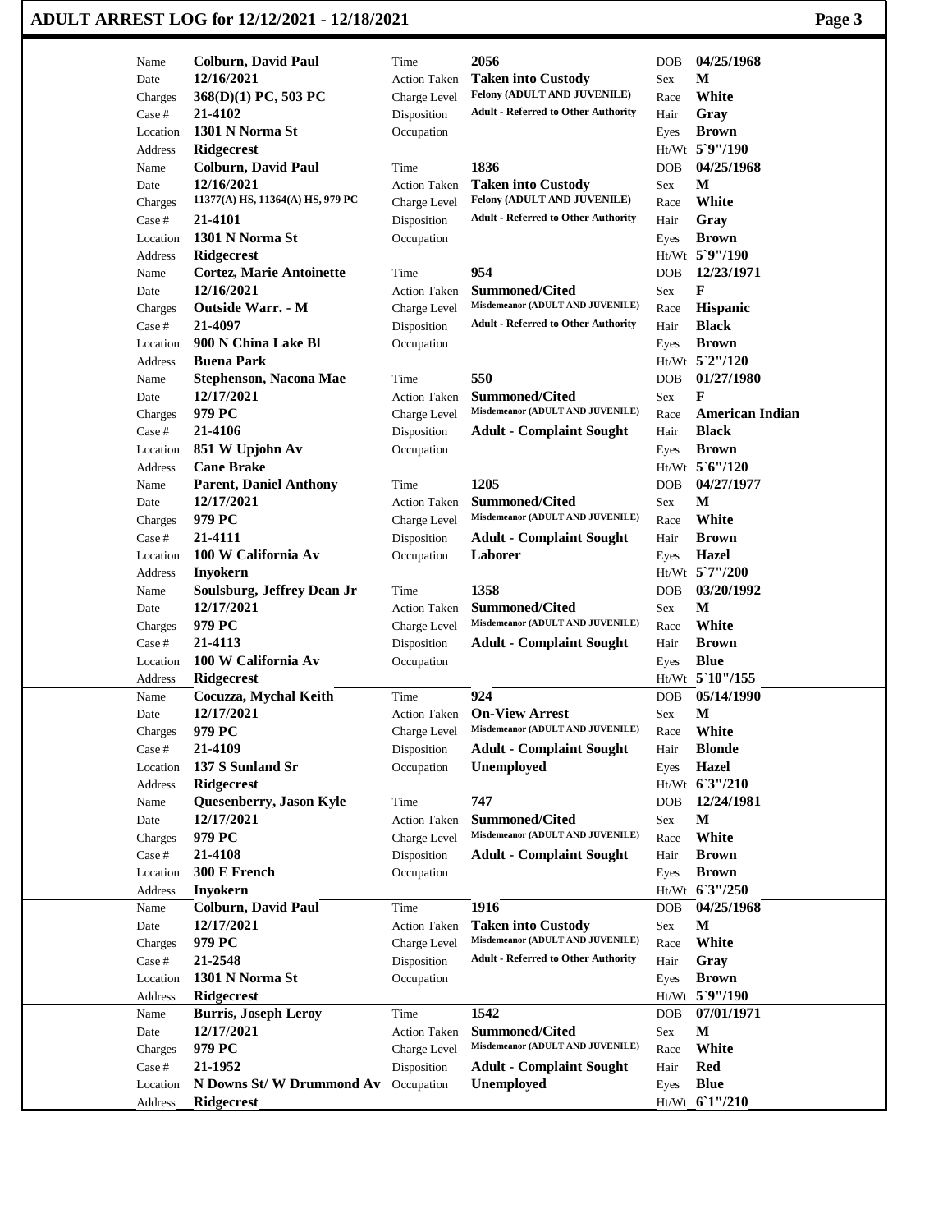# ADULT ARREST LOG for 12/12/2021 - 12/18/2021

| Name | Colburn, David Paul | Time | 2056 | DOB | 04/25/1968 |
|---|---|---|---|---|---|
| Date | 12/16/2021 | Action Taken | Taken into Custody | Sex | M |
| Charges | 368(D)(1) PC, 503 PC | Charge Level | Felony (ADULT AND JUVENILE) | Race | White |
| Case # | 21-4102 | Disposition | Adult - Referred to Other Authority | Hair | Gray |
| Location | 1301 N Norma St | Occupation | | Eyes | Brown |
| Address | Ridgecrest | | | Ht/Wt | 5`9"/190 |

| Name | Colburn, David Paul | Time | 1836 | DOB | 04/25/1968 |
|---|---|---|---|---|---|
| Date | 12/16/2021 | Action Taken | Taken into Custody | Sex | M |
| Charges | 11377(A) HS, 11364(A) HS, 979 PC | Charge Level | Felony (ADULT AND JUVENILE) | Race | White |
| Case # | 21-4101 | Disposition | Adult - Referred to Other Authority | Hair | Gray |
| Location | 1301 N Norma St | Occupation | | Eyes | Brown |
| Address | Ridgecrest | | | Ht/Wt | 5`9"/190 |

| Name | Cortez, Marie Antoinette | Time | 954 | DOB | 12/23/1971 |
|---|---|---|---|---|---|
| Date | 12/16/2021 | Action Taken | Summoned/Cited | Sex | F |
| Charges | Outside Warr. - M | Charge Level | Misdemeanor (ADULT AND JUVENILE) | Race | Hispanic |
| Case # | 21-4097 | Disposition | Adult - Referred to Other Authority | Hair | Black |
| Location | 900 N China Lake Bl | Occupation | | Eyes | Brown |
| Address | Buena Park | | | Ht/Wt | 5`2"/120 |

| Name | Stephenson, Nacona Mae | Time | 550 | DOB | 01/27/1980 |
|---|---|---|---|---|---|
| Date | 12/17/2021 | Action Taken | Summoned/Cited | Sex | F |
| Charges | 979 PC | Charge Level | Misdemeanor (ADULT AND JUVENILE) | Race | American Indian |
| Case # | 21-4106 | Disposition | Adult - Complaint Sought | Hair | Black |
| Location | 851 W Upjohn Av | Occupation | | Eyes | Brown |
| Address | Cane Brake | | | Ht/Wt | 5`6"/120 |

| Name | Parent, Daniel Anthony | Time | 1205 | DOB | 04/27/1977 |
|---|---|---|---|---|---|
| Date | 12/17/2021 | Action Taken | Summoned/Cited | Sex | M |
| Charges | 979 PC | Charge Level | Misdemeanor (ADULT AND JUVENILE) | Race | White |
| Case # | 21-4111 | Disposition | Adult - Complaint Sought | Hair | Brown |
| Location | 100 W California Av | Occupation | Laborer | Eyes | Hazel |
| Address | Inyokern | | | Ht/Wt | 5`7"/200 |

| Name | Soulsburg, Jeffrey Dean Jr | Time | 1358 | DOB | 03/20/1992 |
|---|---|---|---|---|---|
| Date | 12/17/2021 | Action Taken | Summoned/Cited | Sex | M |
| Charges | 979 PC | Charge Level | Misdemeanor (ADULT AND JUVENILE) | Race | White |
| Case # | 21-4113 | Disposition | Adult - Complaint Sought | Hair | Brown |
| Location | 100 W California Av | Occupation | | Eyes | Blue |
| Address | Ridgecrest | | | Ht/Wt | 5`10"/155 |

| Name | Cocuzza, Mychal Keith | Time | 924 | DOB | 05/14/1990 |
|---|---|---|---|---|---|
| Date | 12/17/2021 | Action Taken | On-View Arrest | Sex | M |
| Charges | 979 PC | Charge Level | Misdemeanor (ADULT AND JUVENILE) | Race | White |
| Case # | 21-4109 | Disposition | Adult - Complaint Sought | Hair | Blonde |
| Location | 137 S Sunland Sr | Occupation | Unemployed | Eyes | Hazel |
| Address | Ridgecrest | | | Ht/Wt | 6`3"/210 |

| Name | Quesenberry, Jason Kyle | Time | 747 | DOB | 12/24/1981 |
|---|---|---|---|---|---|
| Date | 12/17/2021 | Action Taken | Summoned/Cited | Sex | M |
| Charges | 979 PC | Charge Level | Misdemeanor (ADULT AND JUVENILE) | Race | White |
| Case # | 21-4108 | Disposition | Adult - Complaint Sought | Hair | Brown |
| Location | 300 E French | Occupation | | Eyes | Brown |
| Address | Inyokern | | | Ht/Wt | 6`3"/250 |

| Name | Colburn, David Paul | Time | 1916 | DOB | 04/25/1968 |
|---|---|---|---|---|---|
| Date | 12/17/2021 | Action Taken | Taken into Custody | Sex | M |
| Charges | 979 PC | Charge Level | Misdemeanor (ADULT AND JUVENILE) | Race | White |
| Case # | 21-2548 | Disposition | Adult - Referred to Other Authority | Hair | Gray |
| Location | 1301 N Norma St | Occupation | | Eyes | Brown |
| Address | Ridgecrest | | | Ht/Wt | 5`9"/190 |

| Name | Burris, Joseph Leroy | Time | 1542 | DOB | 07/01/1971 |
|---|---|---|---|---|---|
| Date | 12/17/2021 | Action Taken | Summoned/Cited | Sex | M |
| Charges | 979 PC | Charge Level | Misdemeanor (ADULT AND JUVENILE) | Race | White |
| Case # | 21-1952 | Disposition | Adult - Complaint Sought | Hair | Red |
| Location | N Downs St/ W Drummond Av | Occupation | Unemployed | Eyes | Blue |
| Address | Ridgecrest | | | Ht/Wt | 6`1"/210 |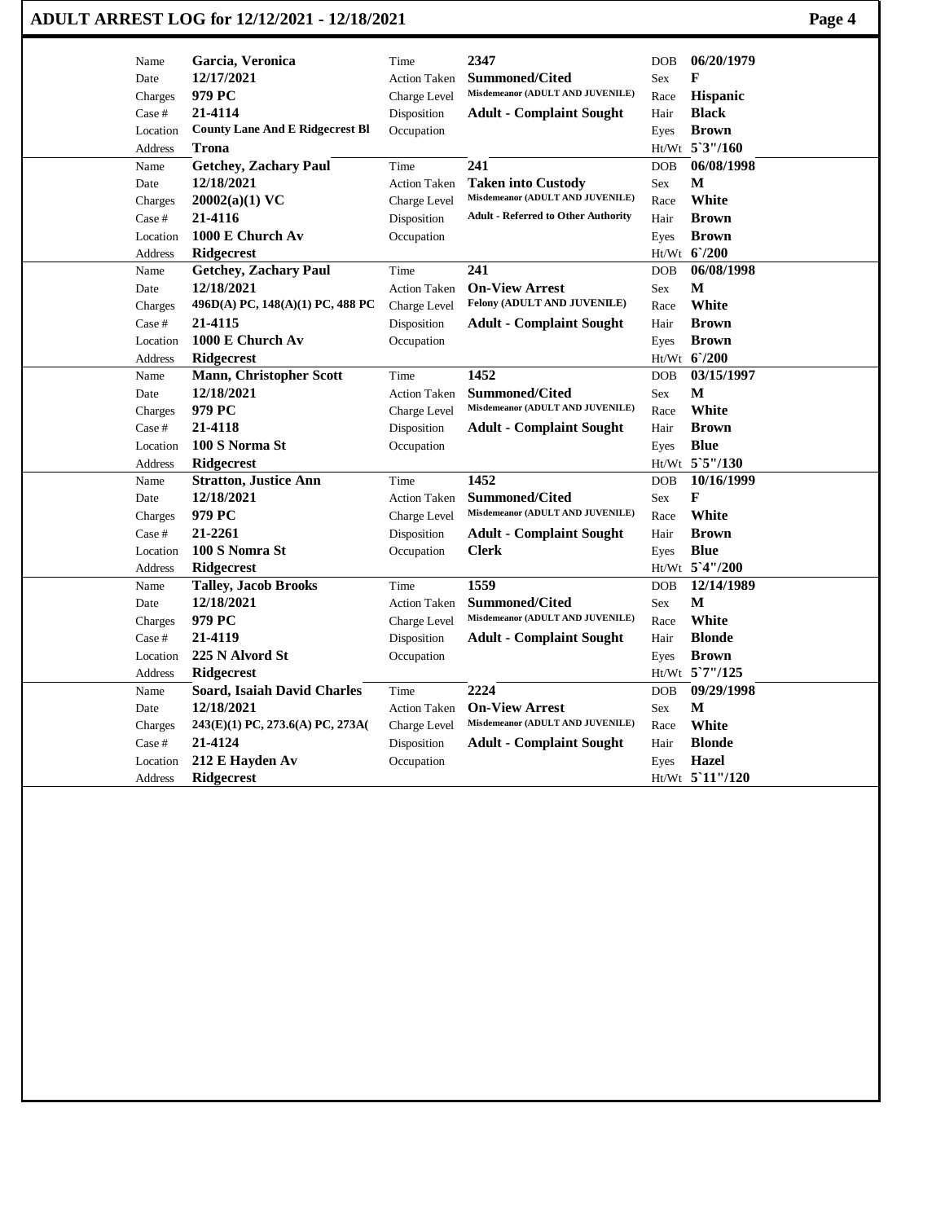# ADULT ARREST LOG for 12/12/2021 - 12/18/2021

| | | | | | |
|---|---|---|---|---|---|
| Name | **Garcia, Veronica** | Time | **2347** | DOB | **06/20/1979** |
| Date | **12/17/2021** | Action Taken | **Summoned/Cited** | Sex | **F** |
| Charges | **979 PC** | Charge Level | **Misdemeanor (ADULT AND JUVENILE)** | Race | **Hispanic** |
| Case # | **21-4114** | Disposition | **Adult - Complaint Sought** | Hair | **Black** |
| Location | **County Lane And E Ridgecrest Bl** | Occupation | | Eyes | **Brown** |
| Address | **Trona** | | | Ht/Wt | **5`3"/160** |
| Name | **Getchey, Zachary Paul** | Time | **241** | DOB | **06/08/1998** |
| Date | **12/18/2021** | Action Taken | **Taken into Custody** | Sex | **M** |
| Charges | **20002(a)(1) VC** | Charge Level | **Misdemeanor (ADULT AND JUVENILE)** | Race | **White** |
| Case # | **21-4116** | Disposition | **Adult - Referred to Other Authority** | Hair | **Brown** |
| Location | **1000 E Church Av** | Occupation | | Eyes | **Brown** |
| Address | **Ridgecrest** | | | Ht/Wt | **6`/200** |
| Name | **Getchey, Zachary Paul** | Time | **241** | DOB | **06/08/1998** |
| Date | **12/18/2021** | Action Taken | **On-View Arrest** | Sex | **M** |
| Charges | **496D(A) PC, 148(A)(1) PC, 488 PC** | Charge Level | **Felony (ADULT AND JUVENILE)** | Race | **White** |
| Case # | **21-4115** | Disposition | **Adult - Complaint Sought** | Hair | **Brown** |
| Location | **1000 E Church Av** | Occupation | | Eyes | **Brown** |
| Address | **Ridgecrest** | | | Ht/Wt | **6`/200** |
| Name | **Mann, Christopher Scott** | Time | **1452** | DOB | **03/15/1997** |
| Date | **12/18/2021** | Action Taken | **Summoned/Cited** | Sex | **M** |
| Charges | **979 PC** | Charge Level | **Misdemeanor (ADULT AND JUVENILE)** | Race | **White** |
| Case # | **21-4118** | Disposition | **Adult - Complaint Sought** | Hair | **Brown** |
| Location | **100 S Norma St** | Occupation | | Eyes | **Blue** |
| Address | **Ridgecrest** | | | Ht/Wt | **5`5"/130** |
| Name | **Stratton, Justice Ann** | Time | **1452** | DOB | **10/16/1999** |
| Date | **12/18/2021** | Action Taken | **Summoned/Cited** | Sex | **F** |
| Charges | **979 PC** | Charge Level | **Misdemeanor (ADULT AND JUVENILE)** | Race | **White** |
| Case # | **21-2261** | Disposition | **Adult - Complaint Sought** | Hair | **Brown** |
| Location | **100 S Nomra St** | Occupation | **Clerk** | Eyes | **Blue** |
| Address | **Ridgecrest** | | | Ht/Wt | **5`4"/200** |
| Name | **Talley, Jacob Brooks** | Time | **1559** | DOB | **12/14/1989** |
| Date | **12/18/2021** | Action Taken | **Summoned/Cited** | Sex | **M** |
| Charges | **979 PC** | Charge Level | **Misdemeanor (ADULT AND JUVENILE)** | Race | **White** |
| Case # | **21-4119** | Disposition | **Adult - Complaint Sought** | Hair | **Blonde** |
| Location | **225 N Alvord St** | Occupation | | Eyes | **Brown** |
| Address | **Ridgecrest** | | | Ht/Wt | **5`7"/125** |
| Name | **Soard, Isaiah David Charles** | Time | **2224** | DOB | **09/29/1998** |
| Date | **12/18/2021** | Action Taken | **On-View Arrest** | Sex | **M** |
| Charges | **243(E)(1) PC, 273.6(A) PC, 273A(** | Charge Level | **Misdemeanor (ADULT AND JUVENILE)** | Race | **White** |
| Case # | **21-4124** | Disposition | **Adult - Complaint Sought** | Hair | **Blonde** |
| Location | **212 E Hayden Av** | Occupation | | Eyes | **Hazel** |
| Address | **Ridgecrest** | | | Ht/Wt | **5`11"/120** |